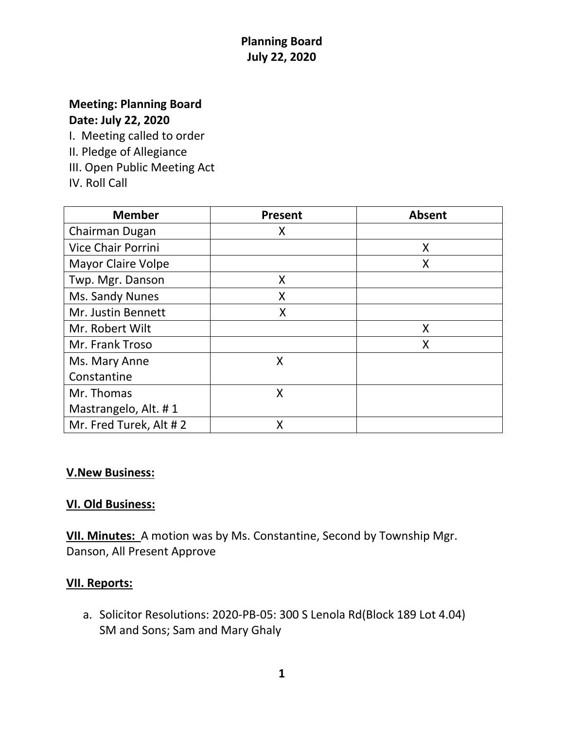# Planning Board
## July 22, 2020

**Meeting: Planning Board**
**Date: July 22, 2020**

I. Meeting called to order
II. Pledge of Allegiance
III. Open Public Meeting Act
IV. Roll Call

| Member | Present | Absent |
|---|---|---|
| Chairman Dugan | X | |
| Vice Chair Porrini | | X |
| Mayor Claire Volpe | | X |
| Twp. Mgr. Danson | X | |
| Ms. Sandy Nunes | X | |
| Mr. Justin Bennett | X | |
| Mr. Robert Wilt | | X |
| Mr. Frank Troso | | X |
| Ms. Mary Anne Constantine | X | |
| Mr. Thomas Mastrangelo, Alt. # 1 | X | |
| Mr. Fred Turek, Alt # 2 | X | |

**V.New Business:**

**VI. Old Business:**

**VII. Minutes:** A motion was by Ms. Constantine, Second by Township Mgr. Danson, All Present Approve

**VII. Reports:**

a. Solicitor Resolutions: 2020-PB-05: 300 S Lenola Rd(Block 189 Lot 4.04) SM and Sons; Sam and Mary Ghaly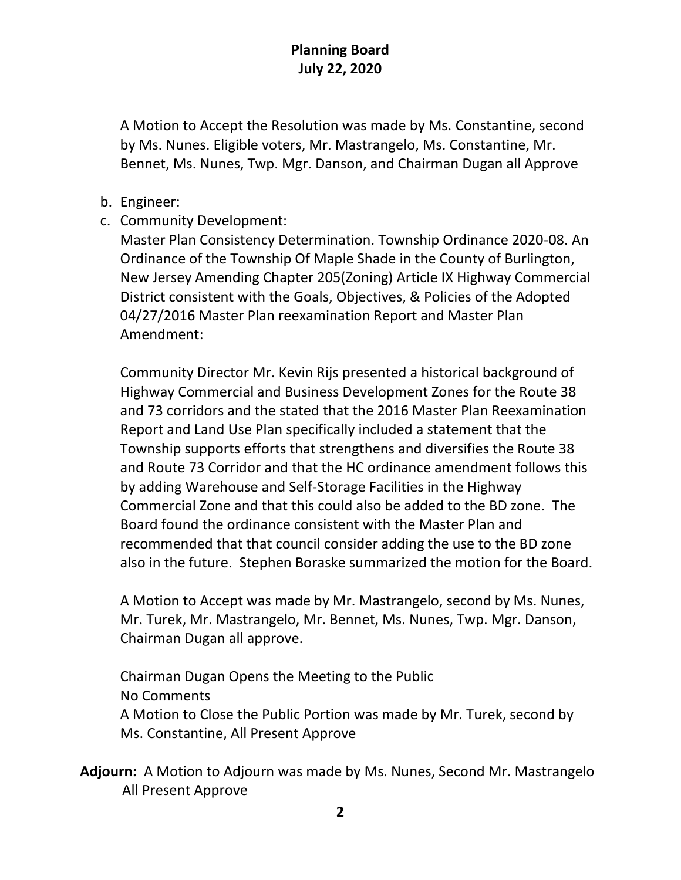A Motion to Accept the Resolution was made by Ms. Constantine, second by Ms. Nunes. Eligible voters, Mr. Mastrangelo, Ms. Constantine, Mr. Bennet, Ms. Nunes, Twp. Mgr. Danson, and Chairman Dugan all Approve

b. Engineer:

c. Community Development:
   Master Plan Consistency Determination. Township Ordinance 2020-08. An Ordinance of the Township Of Maple Shade in the County of Burlington, New Jersey Amending Chapter 205(Zoning) Article IX Highway Commercial District consistent with the Goals, Objectives, & Policies of the Adopted 04/27/2016 Master Plan reexamination Report and Master Plan Amendment:

   Community Director Mr. Kevin Rijs presented a historical background of Highway Commercial and Business Development Zones for the Route 38 and 73 corridors and the stated that the 2016 Master Plan Reexamination Report and Land Use Plan specifically included a statement that the Township supports efforts that strengthens and diversifies the Route 38 and Route 73 Corridor and that the HC ordinance amendment follows this by adding Warehouse and Self-Storage Facilities in the Highway Commercial Zone and that this could also be added to the BD zone. The Board found the ordinance consistent with the Master Plan and recommended that that council consider adding the use to the BD zone also in the future. Stephen Boraske summarized the motion for the Board.

   A Motion to Accept was made by Mr. Mastrangelo, second by Ms. Nunes, Mr. Turek, Mr. Mastrangelo, Mr. Bennet, Ms. Nunes, Twp. Mgr. Danson, Chairman Dugan all approve.

   Chairman Dugan Opens the Meeting to the Public
   No Comments
   A Motion to Close the Public Portion was made by Mr. Turek, second by Ms. Constantine, All Present Approve

**Adjourn:** A Motion to Adjourn was made by Ms. Nunes, Second Mr. Mastrangelo All Present Approve